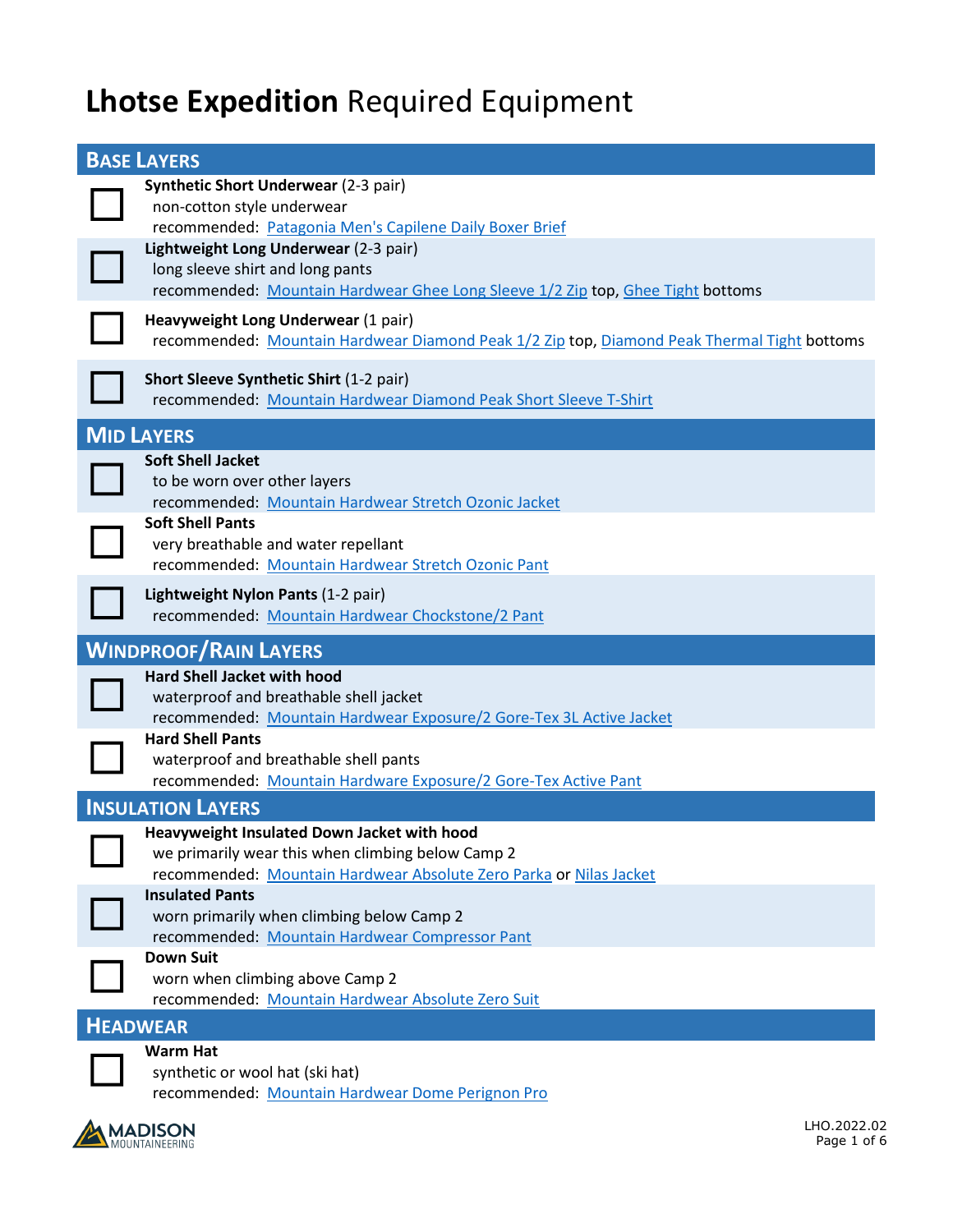# **Lhotse Expedition** Required Equipment

## BASE LAYERS

- [ ] **Synthetic Short Underwear** (2-3 pair)
  non-cotton style underwear
  recommended: Patagonia Men's Capilene Daily Boxer Brief
- [ ] **Lightweight Long Underwear** (2-3 pair)
  long sleeve shirt and long pants
  recommended: Mountain Hardwear Ghee Long Sleeve 1/2 Zip top, Ghee Tight bottoms
- [ ] **Heavyweight Long Underwear** (1 pair)
  recommended: Mountain Hardwear Diamond Peak 1/2 Zip top, Diamond Peak Thermal Tight bottoms
- [ ] **Short Sleeve Synthetic Shirt** (1-2 pair)
  recommended: Mountain Hardwear Diamond Peak Short Sleeve T-Shirt

## MID LAYERS

- [ ] **Soft Shell Jacket**
  to be worn over other layers
  recommended: Mountain Hardwear Stretch Ozonic Jacket
- [ ] **Soft Shell Pants**
  very breathable and water repellant
  recommended: Mountain Hardwear Stretch Ozonic Pant
- [ ] **Lightweight Nylon Pants** (1-2 pair)
  recommended: Mountain Hardwear Chockstone/2 Pant

## WINDPROOF/RAIN LAYERS

- [ ] **Hard Shell Jacket with hood**
  waterproof and breathable shell jacket
  recommended: Mountain Hardwear Exposure/2 Gore-Tex 3L Active Jacket
- [ ] **Hard Shell Pants**
  waterproof and breathable shell pants
  recommended: Mountain Hardware Exposure/2 Gore-Tex Active Pant

## INSULATION LAYERS

- [ ] **Heavyweight Insulated Down Jacket with hood**
  we primarily wear this when climbing below Camp 2
  recommended: Mountain Hardwear Absolute Zero Parka or Nilas Jacket
- [ ] **Insulated Pants**
  worn primarily when climbing below Camp 2
  recommended: Mountain Hardwear Compressor Pant
- [ ] **Down Suit**
  worn when climbing above Camp 2
  recommended: Mountain Hardwear Absolute Zero Suit

## HEADWEAR

- [ ] **Warm Hat**
  synthetic or wool hat (ski hat)
  recommended: Mountain Hardwear Dome Perignon Pro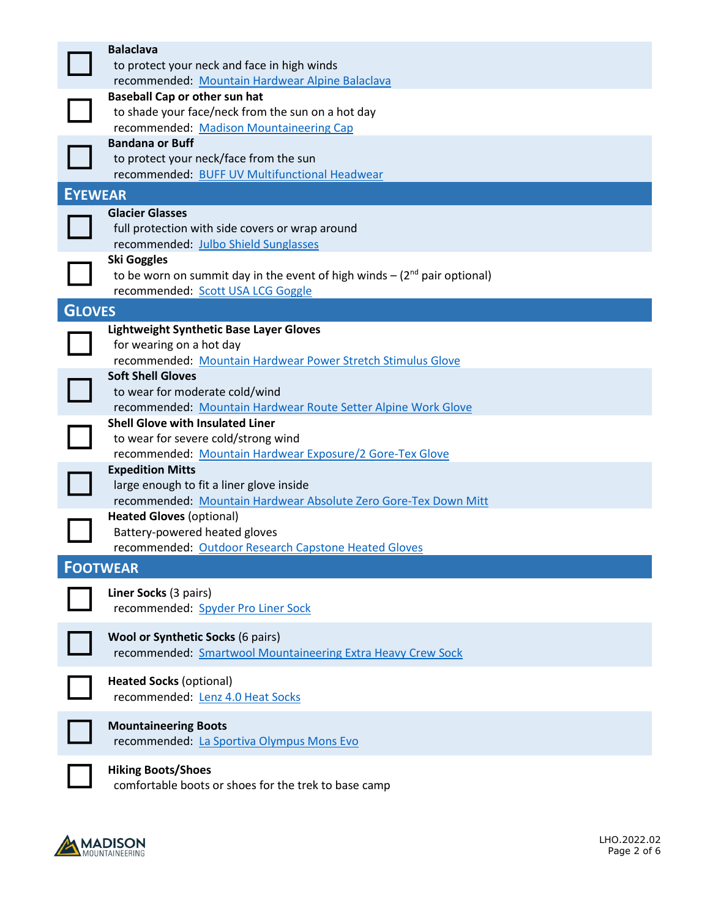- [ ] **Balaclava**
  to protect your neck and face in high winds
  recommended: Mountain Hardwear Alpine Balaclava
- [ ] **Baseball Cap or other sun hat**
  to shade your face/neck from the sun on a hot day
  recommended: Madison Mountaineering Cap
- [ ] **Bandana or Buff**
  to protect your neck/face from the sun
  recommended: BUFF UV Multifunctional Headwear

## EYEWEAR

- [ ] **Glacier Glasses**
  full protection with side covers or wrap around
  recommended: Julbo Shield Sunglasses
- [ ] **Ski Goggles**
  to be worn on summit day in the event of high winds – (2nd pair optional)
  recommended: Scott USA LCG Goggle

## GLOVES

- [ ] **Lightweight Synthetic Base Layer Gloves**
  for wearing on a hot day
  recommended: Mountain Hardwear Power Stretch Stimulus Glove
- [ ] **Soft Shell Gloves**
  to wear for moderate cold/wind
  recommended: Mountain Hardwear Route Setter Alpine Work Glove
- [ ] **Shell Glove with Insulated Liner**
  to wear for severe cold/strong wind
  recommended: Mountain Hardwear Exposure/2 Gore-Tex Glove
- [ ] **Expedition Mitts**
  large enough to fit a liner glove inside
  recommended: Mountain Hardwear Absolute Zero Gore-Tex Down Mitt
- [ ] **Heated Gloves** (optional)
  Battery-powered heated gloves
  recommended: Outdoor Research Capstone Heated Gloves

## FOOTWEAR

- [ ] **Liner Socks** (3 pairs)
  recommended: Spyder Pro Liner Sock
- [ ] **Wool or Synthetic Socks** (6 pairs)
  recommended: Smartwool Mountaineering Extra Heavy Crew Sock
- [ ] **Heated Socks** (optional)
  recommended: Lenz 4.0 Heat Socks
- [ ] **Mountaineering Boots**
  recommended: La Sportiva Olympus Mons Evo
- [ ] **Hiking Boots/Shoes**
  comfortable boots or shoes for the trek to base camp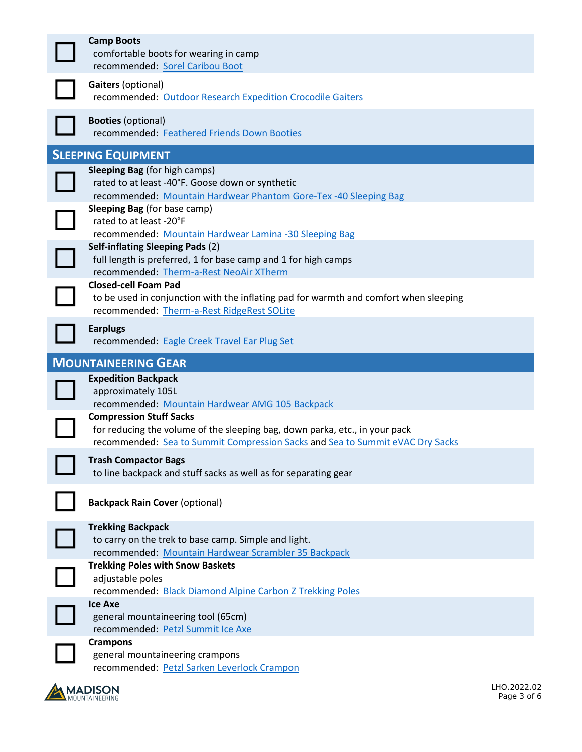- [ ] **Camp Boots**
  comfortable boots for wearing in camp
  recommended: Sorel Caribou Boot

- [ ] **Gaiters** (optional)
  recommended: Outdoor Research Expedition Crocodile Gaiters

- [ ] **Booties** (optional)
  recommended: Feathered Friends Down Booties

## Sleeping Equipment

- [ ] **Sleeping Bag** (for high camps)
  rated to at least -40°F. Goose down or synthetic
  recommended: Mountain Hardwear Phantom Gore-Tex -40 Sleeping Bag

- [ ] **Sleeping Bag** (for base camp)
  rated to at least -20°F
  recommended: Mountain Hardwear Lamina -30 Sleeping Bag

- [ ] **Self-inflating Sleeping Pads** (2)
  full length is preferred, 1 for base camp and 1 for high camps
  recommended: Therm-a-Rest NeoAir XTherm

- [ ] **Closed-cell Foam Pad**
  to be used in conjunction with the inflating pad for warmth and comfort when sleeping
  recommended: Therm-a-Rest RidgeRest SOLite

- [ ] **Earplugs**
  recommended: Eagle Creek Travel Ear Plug Set

## Mountaineering Gear

- [ ] **Expedition Backpack**
  approximately 105L
  recommended: Mountain Hardwear AMG 105 Backpack

- [ ] **Compression Stuff Sacks**
  for reducing the volume of the sleeping bag, down parka, etc., in your pack
  recommended: Sea to Summit Compression Sacks and Sea to Summit eVAC Dry Sacks

- [ ] **Trash Compactor Bags**
  to line backpack and stuff sacks as well as for separating gear

- [ ] **Backpack Rain Cover** (optional)

- [ ] **Trekking Backpack**
  to carry on the trek to base camp. Simple and light.
  recommended: Mountain Hardwear Scrambler 35 Backpack

- [ ] **Trekking Poles with Snow Baskets**
  adjustable poles
  recommended: Black Diamond Alpine Carbon Z Trekking Poles

- [ ] **Ice Axe**
  general mountaineering tool (65cm)
  recommended: Petzl Summit Ice Axe

- [ ] **Crampons**
  general mountaineering crampons
  recommended: Petzl Sarken Leverlock Crampon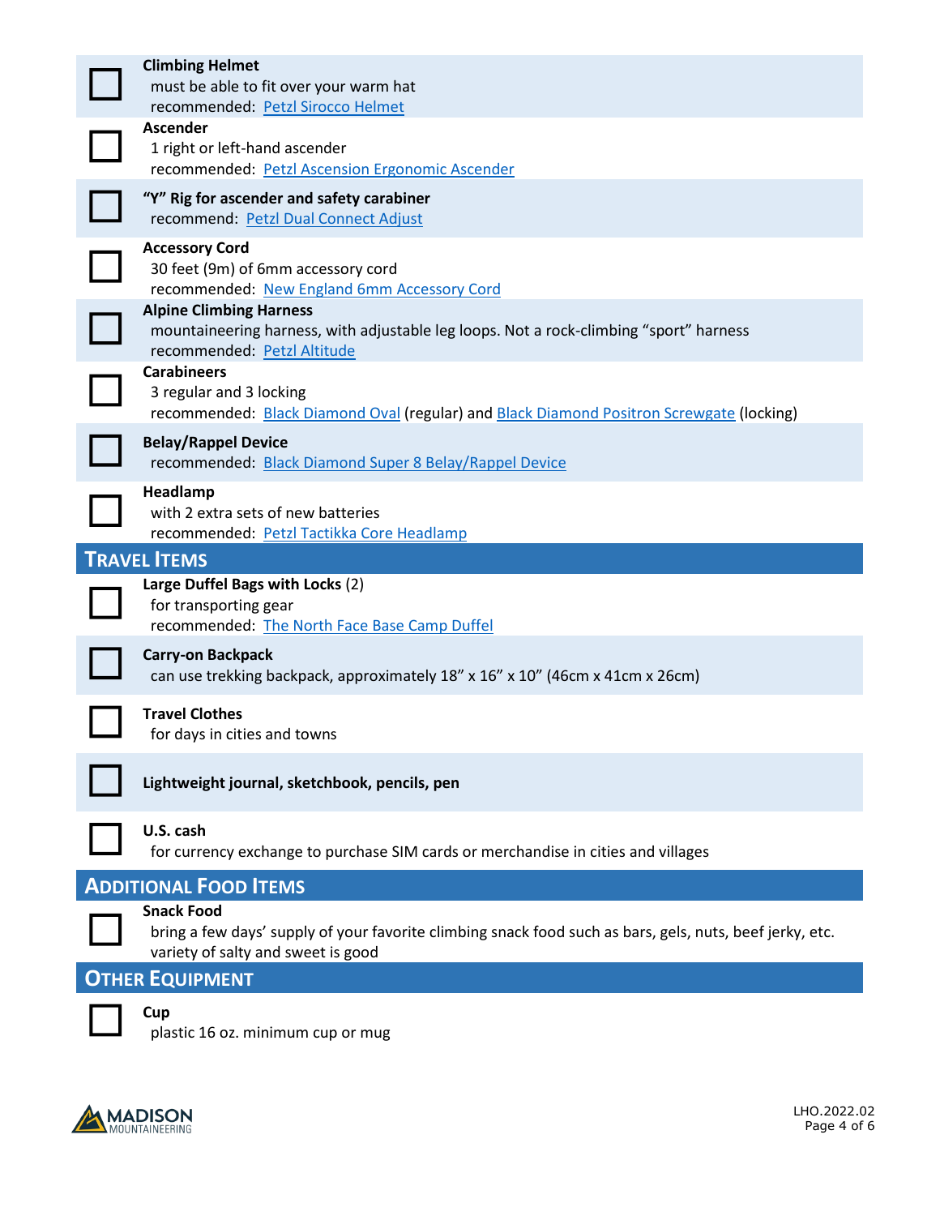- [ ] **Climbing Helmet**
  must be able to fit over your warm hat
  recommended: Petzl Sirocco Helmet

- [ ] **Ascender**
  1 right or left-hand ascender
  recommended: Petzl Ascension Ergonomic Ascender

- [ ] **"Y" Rig for ascender and safety carabiner**
  recommend: Petzl Dual Connect Adjust

- [ ] **Accessory Cord**
  30 feet (9m) of 6mm accessory cord
  recommended: New England 6mm Accessory Cord

- [ ] **Alpine Climbing Harness**
  mountaineering harness, with adjustable leg loops. Not a rock-climbing "sport" harness
  recommended: Petzl Altitude

- [ ] **Carabineers**
  3 regular and 3 locking
  recommended: Black Diamond Oval (regular) and Black Diamond Positron Screwgate (locking)

- [ ] **Belay/Rappel Device**
  recommended: Black Diamond Super 8 Belay/Rappel Device

- [ ] **Headlamp**
  with 2 extra sets of new batteries
  recommended: Petzl Tactikka Core Headlamp

## Travel Items

- [ ] **Large Duffel Bags with Locks** (2)
  for transporting gear
  recommended: The North Face Base Camp Duffel

- [ ] **Carry-on Backpack**
  can use trekking backpack, approximately 18" x 16" x 10" (46cm x 41cm x 26cm)

- [ ] **Travel Clothes**
  for days in cities and towns

- [ ] **Lightweight journal, sketchbook, pencils, pen**

- [ ] **U.S. cash**
  for currency exchange to purchase SIM cards or merchandise in cities and villages

## Additional Food Items

- [ ] **Snack Food**
  bring a few days' supply of your favorite climbing snack food such as bars, gels, nuts, beef jerky, etc.
  variety of salty and sweet is good

## Other Equipment

- [ ] **Cup**
  plastic 16 oz. minimum cup or mug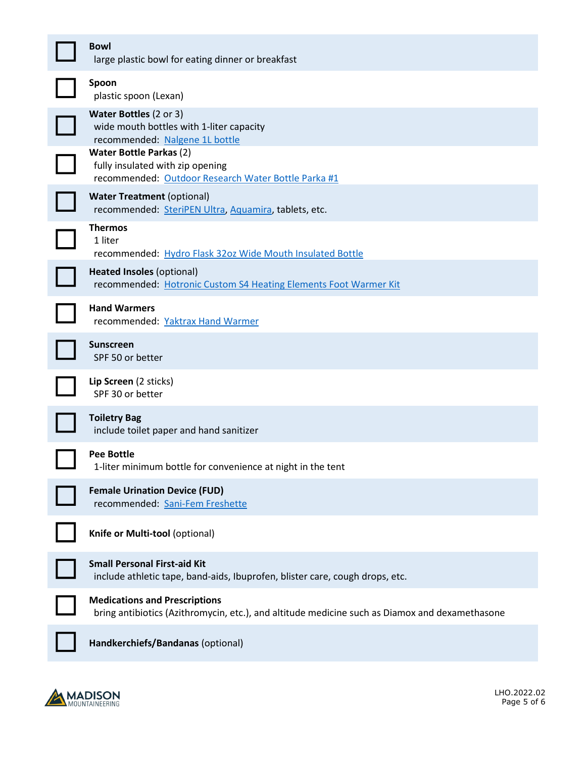- [ ] **Bowl**
  large plastic bowl for eating dinner or breakfast

- [ ] **Spoon**
  plastic spoon (Lexan)

- [ ] **Water Bottles** (2 or 3)
  wide mouth bottles with 1-liter capacity
  recommended: Nalgene 1L bottle

- [ ] **Water Bottle Parkas** (2)
  fully insulated with zip opening
  recommended: Outdoor Research Water Bottle Parka #1

- [ ] **Water Treatment** (optional)
  recommended: SteriPEN Ultra, Aquamira, tablets, etc.

- [ ] **Thermos**
  1 liter
  recommended: Hydro Flask 32oz Wide Mouth Insulated Bottle

- [ ] **Heated Insoles** (optional)
  recommended: Hotronic Custom S4 Heating Elements Foot Warmer Kit

- [ ] **Hand Warmers**
  recommended: Yaktrax Hand Warmer

- [ ] **Sunscreen**
  SPF 50 or better

- [ ] **Lip Screen** (2 sticks)
  SPF 30 or better

- [ ] **Toiletry Bag**
  include toilet paper and hand sanitizer

- [ ] **Pee Bottle**
  1-liter minimum bottle for convenience at night in the tent

- [ ] **Female Urination Device (FUD)**
  recommended: Sani-Fem Freshette

- [ ] **Knife or Multi-tool** (optional)

- [ ] **Small Personal First-aid Kit**
  include athletic tape, band-aids, Ibuprofen, blister care, cough drops, etc.

- [ ] **Medications and Prescriptions**
  bring antibiotics (Azithromycin, etc.), and altitude medicine such as Diamox and dexamethasone

- [ ] **Handkerchiefs/Bandanas** (optional)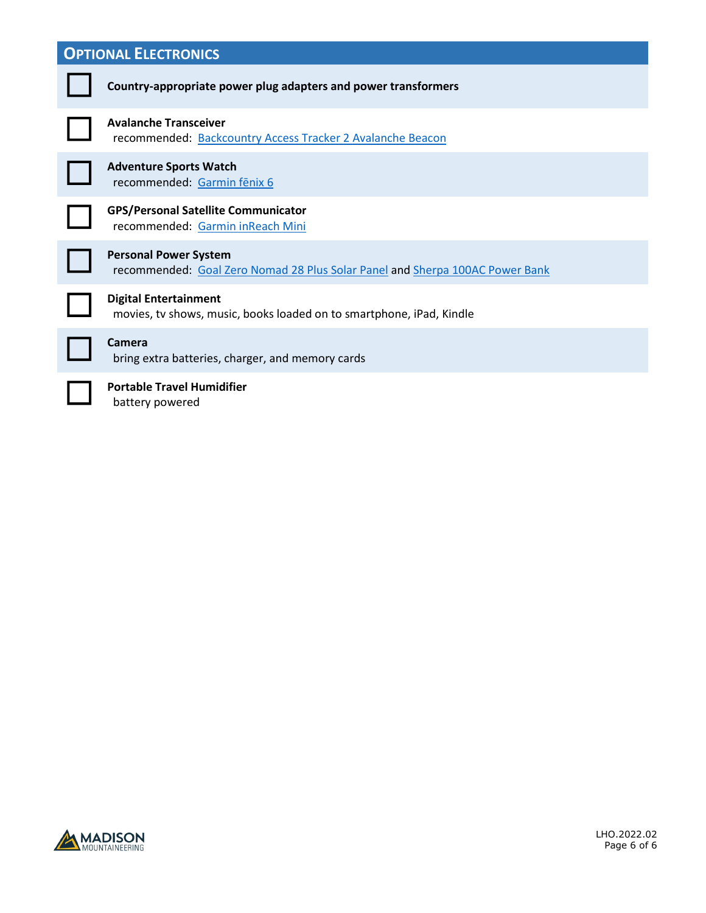## OPTIONAL ELECTRONICS

- [ ] **Country-appropriate power plug adapters and power transformers**
- [ ] **Avalanche Transceiver**
  recommended: Backcountry Access Tracker 2 Avalanche Beacon
- [ ] **Adventure Sports Watch**
  recommended: Garmin fēnix 6
- [ ] **GPS/Personal Satellite Communicator**
  recommended: Garmin inReach Mini
- [ ] **Personal Power System**
  recommended: Goal Zero Nomad 28 Plus Solar Panel and Sherpa 100AC Power Bank
- [ ] **Digital Entertainment**
  movies, tv shows, music, books loaded on to smartphone, iPad, Kindle
- [ ] **Camera**
  bring extra batteries, charger, and memory cards
- [ ] **Portable Travel Humidifier**
  battery powered

LHO.2022.02